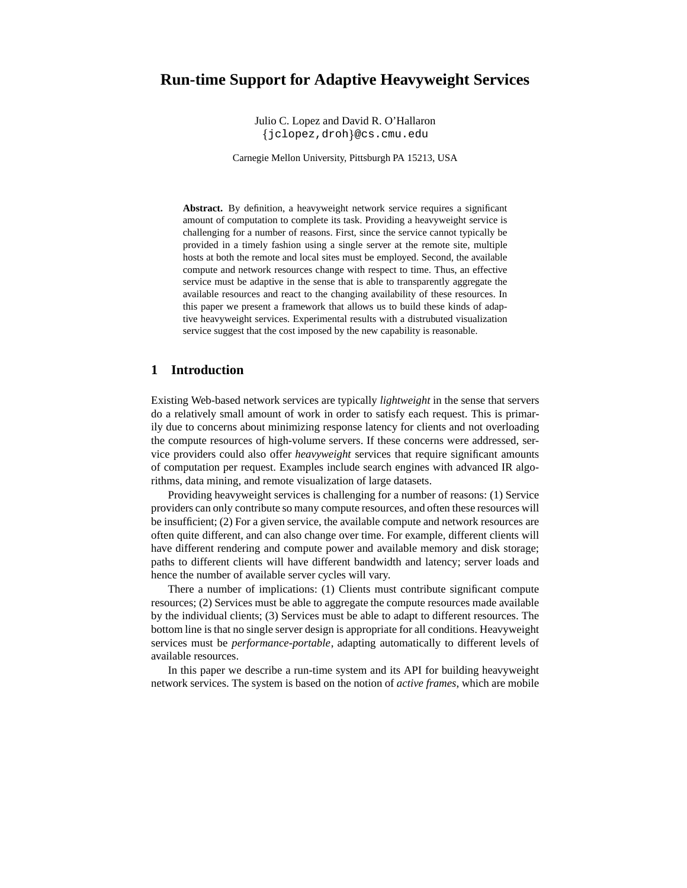# Run-time Support for Adaptive Heavyweight Services

Julio C. Lopez and David R. O'Hallaron
{jclopez,droh}@cs.cmu.edu

Carnegie Mellon University, Pittsburgh PA 15213, USA

**Abstract.** By definition, a heavyweight network service requires a significant amount of computation to complete its task. Providing a heavyweight service is challenging for a number of reasons. First, since the service cannot typically be provided in a timely fashion using a single server at the remote site, multiple hosts at both the remote and local sites must be employed. Second, the available compute and network resources change with respect to time. Thus, an effective service must be adaptive in the sense that is able to transparently aggregate the available resources and react to the changing availability of these resources. In this paper we present a framework that allows us to build these kinds of adaptive heavyweight services. Experimental results with a distrubuted visualization service suggest that the cost imposed by the new capability is reasonable.

## 1 Introduction

Existing Web-based network services are typically *lightweight* in the sense that servers do a relatively small amount of work in order to satisfy each request. This is primarily due to concerns about minimizing response latency for clients and not overloading the compute resources of high-volume servers. If these concerns were addressed, service providers could also offer *heavyweight* services that require significant amounts of computation per request. Examples include search engines with advanced IR algorithms, data mining, and remote visualization of large datasets.

Providing heavyweight services is challenging for a number of reasons: (1) Service providers can only contribute so many compute resources, and often these resources will be insufficient; (2) For a given service, the available compute and network resources are often quite different, and can also change over time. For example, different clients will have different rendering and compute power and available memory and disk storage; paths to different clients will have different bandwidth and latency; server loads and hence the number of available server cycles will vary.

There a number of implications: (1) Clients must contribute significant compute resources; (2) Services must be able to aggregate the compute resources made available by the individual clients; (3) Services must be able to adapt to different resources. The bottom line is that no single server design is appropriate for all conditions. Heavyweight services must be *performance-portable*, adapting automatically to different levels of available resources.

In this paper we describe a run-time system and its API for building heavyweight network services. The system is based on the notion of *active frames*, which are mobile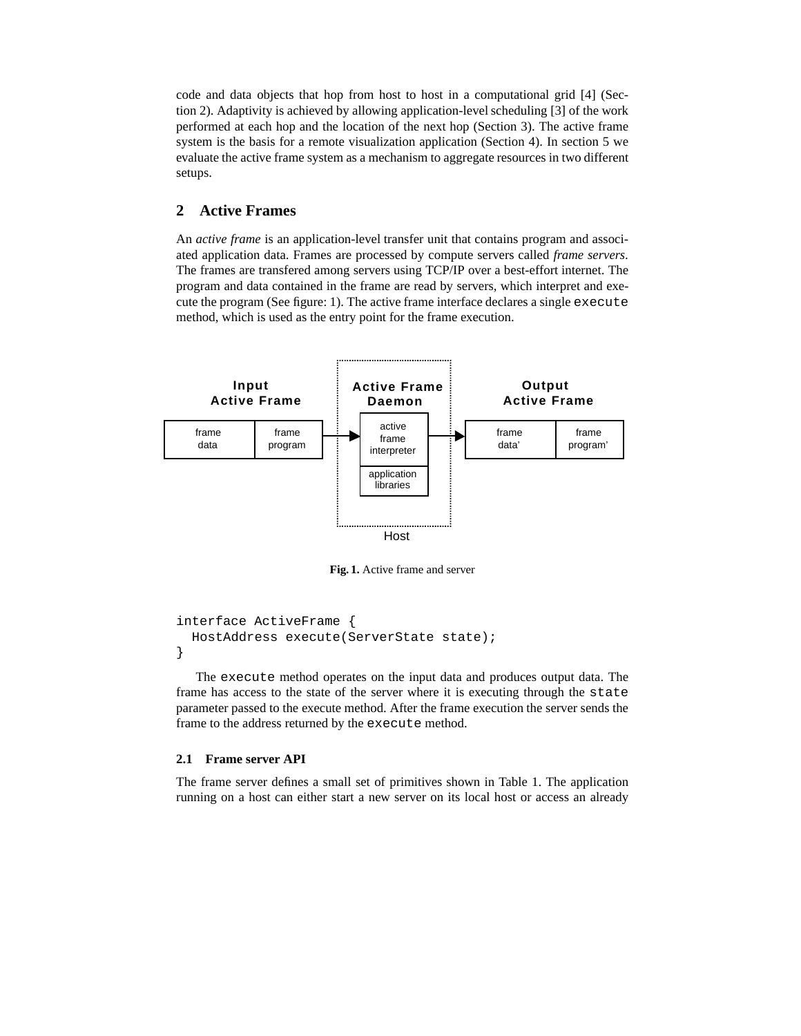code and data objects that hop from host to host in a computational grid [4] (Section 2). Adaptivity is achieved by allowing application-level scheduling [3] of the work performed at each hop and the location of the next hop (Section 3). The active frame system is the basis for a remote visualization application (Section 4). In section 5 we evaluate the active frame system as a mechanism to aggregate resources in two different setups.

## 2 Active Frames

An *active frame* is an application-level transfer unit that contains program and associated application data. Frames are processed by compute servers called *frame servers*. The frames are transfered among servers using TCP/IP over a best-effort internet. The program and data contained in the frame are read by servers, which interpret and execute the program (See figure: 1). The active frame interface declares a single `execute` method, which is used as the entry point for the frame execution.

**Fig. 1.** Active frame and server

```
interface ActiveFrame {
  HostAddress execute(ServerState state);
}
```

The `execute` method operates on the input data and produces output data. The frame has access to the state of the server where it is executing through the `state` parameter passed to the execute method. After the frame execution the server sends the frame to the address returned by the `execute` method.

### 2.1 Frame server API

The frame server defines a small set of primitives shown in Table 1. The application running on a host can either start a new server on its local host or access an already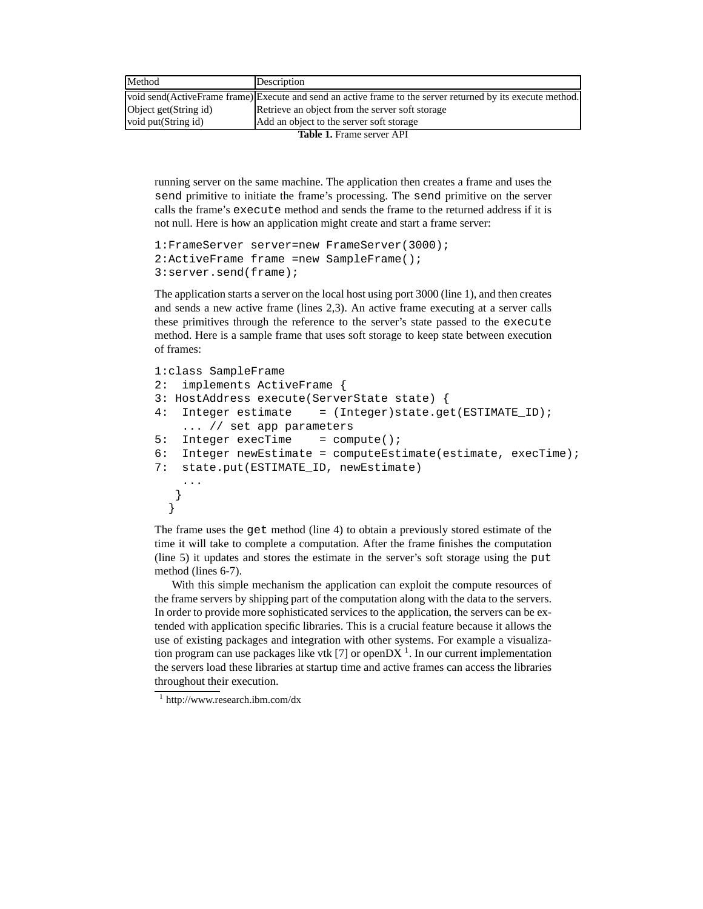| Method | Description |
| --- | --- |
| void send(ActiveFrame frame) | Execute and send an active frame to the server returned by its execute method. |
| Object get(String id) | Retrieve an object from the server soft storage |
| void put(String id) | Add an object to the server soft storage |

**Table 1.** Frame server API

running server on the same machine. The application then creates a frame and uses the `send` primitive to initiate the frame's processing. The `send` primitive on the server calls the frame's `execute` method and sends the frame to the returned address if it is not null. Here is how an application might create and start a frame server:

```
1:FrameServer server=new FrameServer(3000);
2:ActiveFrame frame =new SampleFrame();
3:server.send(frame);
```

The application starts a server on the local host using port 3000 (line 1), and then creates and sends a new active frame (lines 2,3). An active frame executing at a server calls these primitives through the reference to the server's state passed to the `execute` method. Here is a sample frame that uses soft storage to keep state between execution of frames:

```
1:class SampleFrame
2:  implements ActiveFrame {
3: HostAddress execute(ServerState state) {
4:  Integer estimate    = (Integer)state.get(ESTIMATE_ID);
    ... // set app parameters
5:  Integer execTime    = compute();
6:  Integer newEstimate = computeEstimate(estimate, execTime);
7:  state.put(ESTIMATE_ID, newEstimate)
    ...
   }
  }
```

The frame uses the `get` method (line 4) to obtain a previously stored estimate of the time it will take to complete a computation. After the frame finishes the computation (line 5) it updates and stores the estimate in the server's soft storage using the `put` method (lines 6-7).

With this simple mechanism the application can exploit the compute resources of the frame servers by shipping part of the computation along with the data to the servers. In order to provide more sophisticated services to the application, the servers can be extended with application specific libraries. This is a crucial feature because it allows the use of existing packages and integration with other systems. For example a visualization program can use packages like vtk [7] or openDX [1]. In our current implementation the servers load these libraries at startup time and active frames can access the libraries throughout their execution.

[1] http://www.research.ibm.com/dx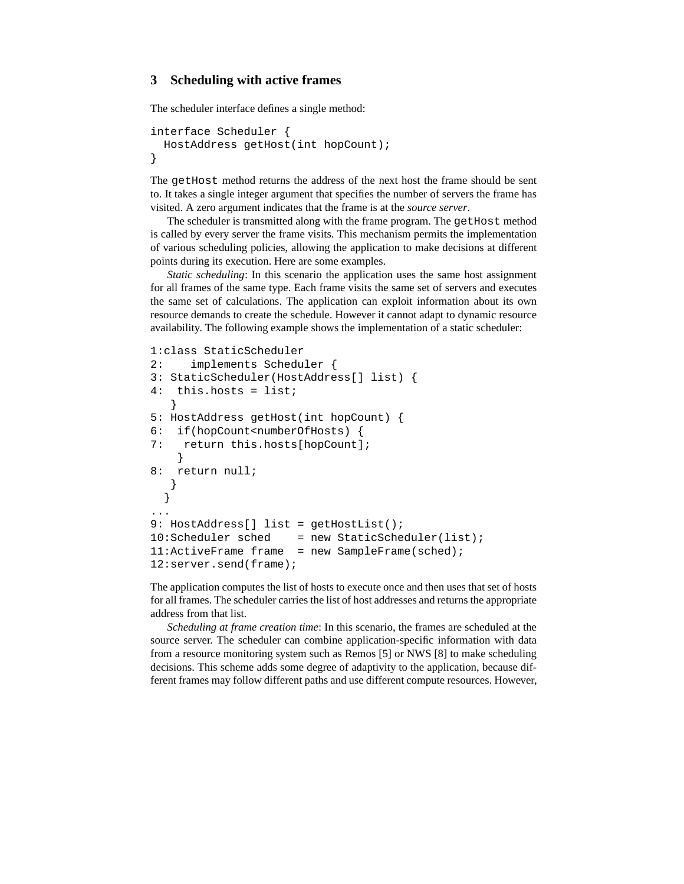## 3 Scheduling with active frames

The scheduler interface defines a single method:

```
interface Scheduler {
  HostAddress getHost(int hopCount);
}
```

The `getHost` method returns the address of the next host the frame should be sent to. It takes a single integer argument that specifies the number of servers the frame has visited. A zero argument indicates that the frame is at the *source server*.

The scheduler is transmitted along with the frame program. The `getHost` method is called by every server the frame visits. This mechanism permits the implementation of various scheduling policies, allowing the application to make decisions at different points during its execution. Here are some examples.

*Static scheduling*: In this scenario the application uses the same host assignment for all frames of the same type. Each frame visits the same set of servers and executes the same set of calculations. The application can exploit information about its own resource demands to create the schedule. However it cannot adapt to dynamic resource availability. The following example shows the implementation of a static scheduler:

```
1:class StaticScheduler
2:    implements Scheduler {
3: StaticScheduler(HostAddress[] list) {
4:  this.hosts = list;
   }
5: HostAddress getHost(int hopCount) {
6:  if(hopCount<numberOfHosts) {
7:   return this.hosts[hopCount];
    }
8:  return null;
   }
  }
...
9: HostAddress[] list = getHostList();
10:Scheduler sched    = new StaticScheduler(list);
11:ActiveFrame frame  = new SampleFrame(sched);
12:server.send(frame);
```

The application computes the list of hosts to execute once and then uses that set of hosts for all frames. The scheduler carries the list of host addresses and returns the appropriate address from that list.

*Scheduling at frame creation time*: In this scenario, the frames are scheduled at the source server. The scheduler can combine application-specific information with data from a resource monitoring system such as Remos [5] or NWS [8] to make scheduling decisions. This scheme adds some degree of adaptivity to the application, because different frames may follow different paths and use different compute resources. However,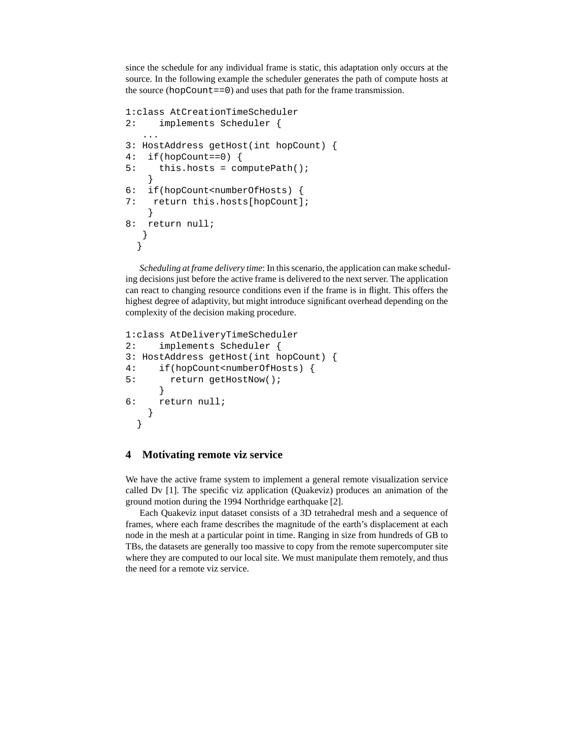since the schedule for any individual frame is static, this adaptation only occurs at the source. In the following example the scheduler generates the path of compute hosts at the source (`hopCount==0`) and uses that path for the frame transmission.

```
1:class AtCreationTimeScheduler
2:    implements Scheduler {
   ...
3: HostAddress getHost(int hopCount) {
4:  if(hopCount==0) {
5:    this.hosts = computePath();
    }
6:  if(hopCount<numberOfHosts) {
7:   return this.hosts[hopCount];
    }
8:  return null;
   }
  }
```

*Scheduling at frame delivery time*: In this scenario, the application can make scheduling decisions just before the active frame is delivered to the next server. The application can react to changing resource conditions even if the frame is in flight. This offers the highest degree of adaptivity, but might introduce significant overhead depending on the complexity of the decision making procedure.

```
1:class AtDeliveryTimeScheduler
2:    implements Scheduler {
3: HostAddress getHost(int hopCount) {
4:    if(hopCount<numberOfHosts) {
5:      return getHostNow();
      }
6:    return null;
    }
  }
```

## 4 Motivating remote viz service

We have the active frame system to implement a general remote visualization service called Dv [1]. The specific viz application (Quakeviz) produces an animation of the ground motion during the 1994 Northridge earthquake [2].

Each Quakeviz input dataset consists of a 3D tetrahedral mesh and a sequence of frames, where each frame describes the magnitude of the earth's displacement at each node in the mesh at a particular point in time. Ranging in size from hundreds of GB to TBs, the datasets are generally too massive to copy from the remote supercomputer site where they are computed to our local site. We must manipulate them remotely, and thus the need for a remote viz service.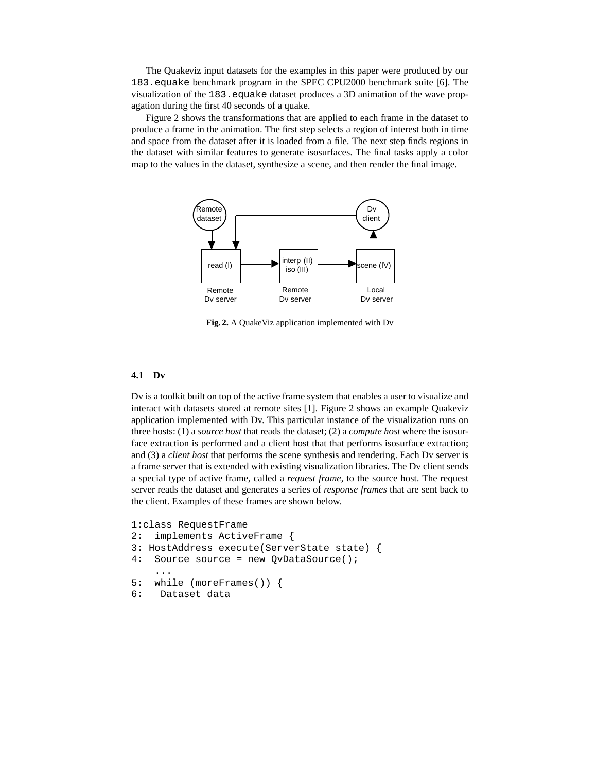The Quakeviz input datasets for the examples in this paper were produced by our `183.equake` benchmark program in the SPEC CPU2000 benchmark suite [6]. The visualization of the `183.equake` dataset produces a 3D animation of the wave propagation during the first 40 seconds of a quake.

Figure 2 shows the transformations that are applied to each frame in the dataset to produce a frame in the animation. The first step selects a region of interest both in time and space from the dataset after it is loaded from a file. The next step finds regions in the dataset with similar features to generate isosurfaces. The final tasks apply a color map to the values in the dataset, synthesize a scene, and then render the final image.

**Fig. 2.** A QuakeViz application implemented with Dv

### 4.1 Dv

Dv is a toolkit built on top of the active frame system that enables a user to visualize and interact with datasets stored at remote sites [1]. Figure 2 shows an example Quakeviz application implemented with Dv. This particular instance of the visualization runs on three hosts: (1) a *source host* that reads the dataset; (2) a *compute host* where the isosurface extraction is performed and a client host that that performs isosurface extraction; and (3) a *client host* that performs the scene synthesis and rendering. Each Dv server is a frame server that is extended with existing visualization libraries. The Dv client sends a special type of active frame, called a *request frame*, to the source host. The request server reads the dataset and generates a series of *response frames* that are sent back to the client. Examples of these frames are shown below.

```
1:class RequestFrame
2:  implements ActiveFrame {
3: HostAddress execute(ServerState state) {
4:  Source source = new QvDataSource();
    ...
5:  while (moreFrames()) {
6:   Dataset data
```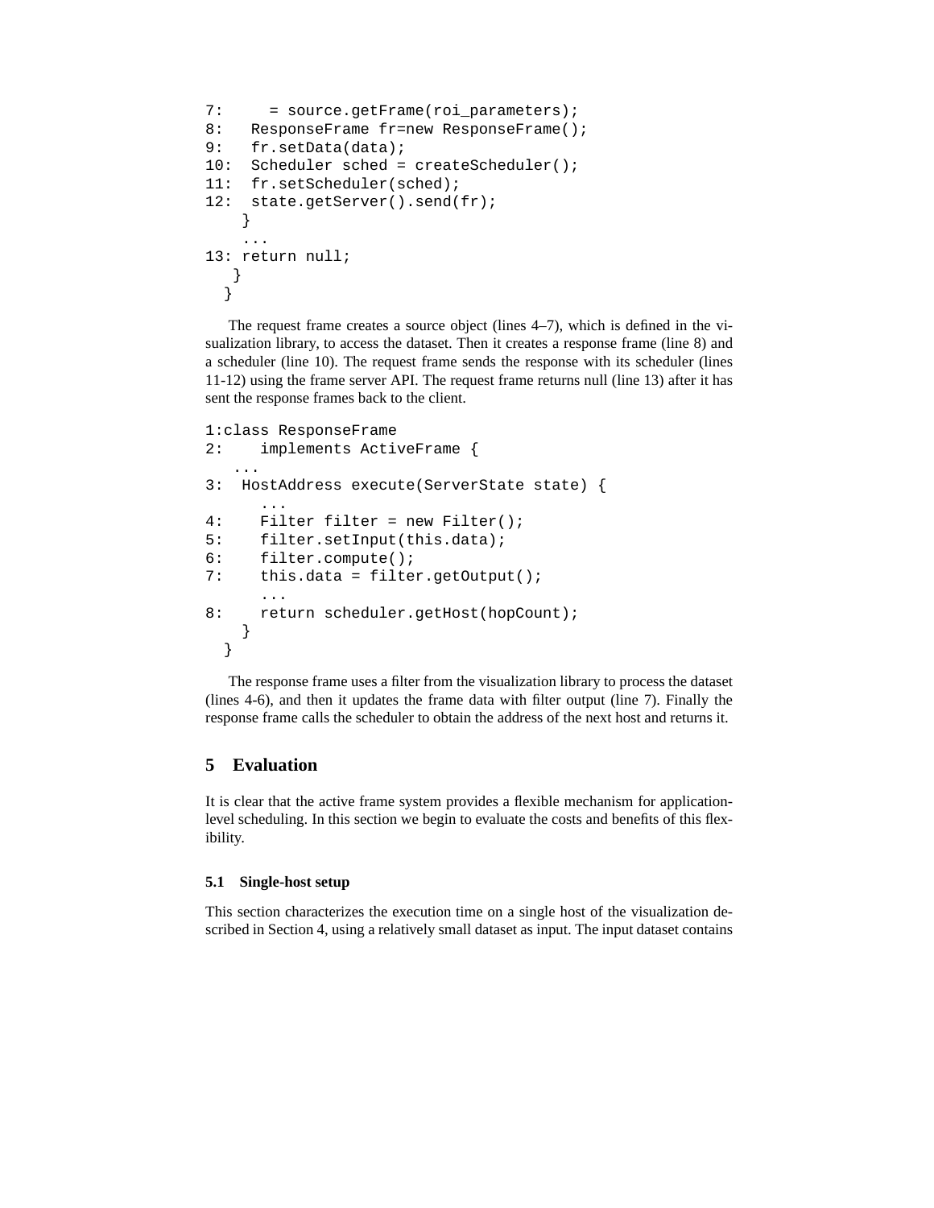```
7:      = source.getFrame(roi_parameters);
8:   ResponseFrame fr=new ResponseFrame();
9:   fr.setData(data);
10:  Scheduler sched = createScheduler();
11:  fr.setScheduler(sched);
12:  state.getServer().send(fr);
    }
    ...
13: return null;
   }
  }
```

The request frame creates a source object (lines 4–7), which is defined in the visualization library, to access the dataset. Then it creates a response frame (line 8) and a scheduler (line 10). The request frame sends the response with its scheduler (lines 11-12) using the frame server API. The request frame returns null (line 13) after it has sent the response frames back to the client.

```
1:class ResponseFrame
2:    implements ActiveFrame {
   ...
3:  HostAddress execute(ServerState state) {
      ...
4:    Filter filter = new Filter();
5:    filter.setInput(this.data);
6:    filter.compute();
7:    this.data = filter.getOutput();
      ...
8:    return scheduler.getHost(hopCount);
    }
  }
```

The response frame uses a filter from the visualization library to process the dataset (lines 4-6), and then it updates the frame data with filter output (line 7). Finally the response frame calls the scheduler to obtain the address of the next host and returns it.

## 5 Evaluation

It is clear that the active frame system provides a flexible mechanism for application-level scheduling. In this section we begin to evaluate the costs and benefits of this flexibility.

### 5.1 Single-host setup

This section characterizes the execution time on a single host of the visualization described in Section 4, using a relatively small dataset as input. The input dataset contains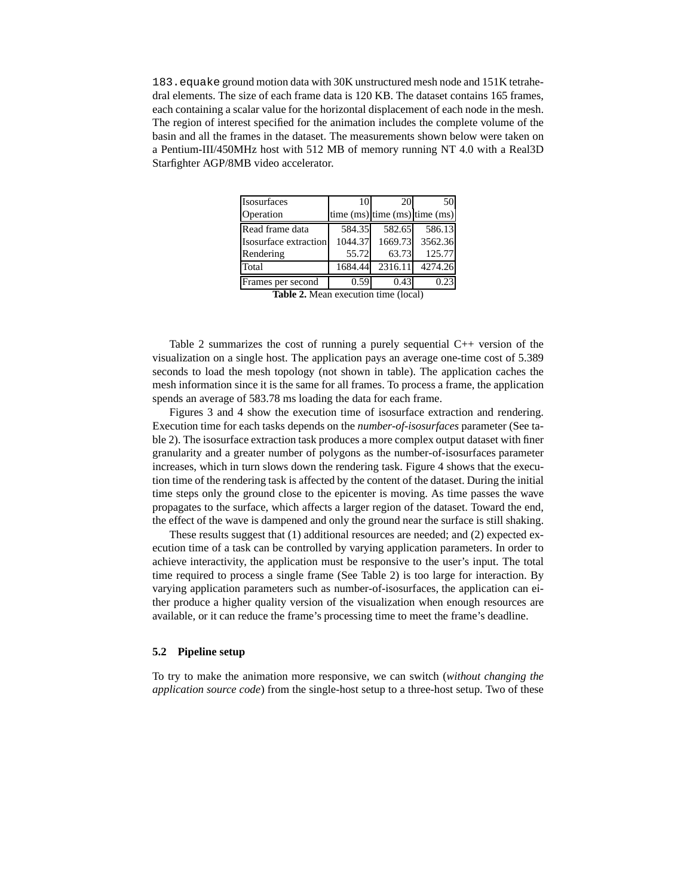`183.equake` ground motion data with 30K unstructured mesh node and 151K tetrahedral elements. The size of each frame data is 120 KB. The dataset contains 165 frames, each containing a scalar value for the horizontal displacement of each node in the mesh. The region of interest specified for the animation includes the complete volume of the basin and all the frames in the dataset. The measurements shown below were taken on a Pentium-III/450MHz host with 512 MB of memory running NT 4.0 with a Real3D Starfighter AGP/8MB video accelerator.

| Isosurfaces | 10 | 20 | 50 |
|---|---|---|---|
| Operation | time (ms) | time (ms) | time (ms) |
| Read frame data | 584.35 | 582.65 | 586.13 |
| Isosurface extraction | 1044.37 | 1669.73 | 3562.36 |
| Rendering | 55.72 | 63.73 | 125.77 |
| Total | 1684.44 | 2316.11 | 4274.26 |
| Frames per second | 0.59 | 0.43 | 0.23 |

**Table 2.** Mean execution time (local)

Table 2 summarizes the cost of running a purely sequential C++ version of the visualization on a single host. The application pays an average one-time cost of 5.389 seconds to load the mesh topology (not shown in table). The application caches the mesh information since it is the same for all frames. To process a frame, the application spends an average of 583.78 ms loading the data for each frame.

Figures 3 and 4 show the execution time of isosurface extraction and rendering. Execution time for each tasks depends on the *number-of-isosurfaces* parameter (See table 2). The isosurface extraction task produces a more complex output dataset with finer granularity and a greater number of polygons as the number-of-isosurfaces parameter increases, which in turn slows down the rendering task. Figure 4 shows that the execution time of the rendering task is affected by the content of the dataset. During the initial time steps only the ground close to the epicenter is moving. As time passes the wave propagates to the surface, which affects a larger region of the dataset. Toward the end, the effect of the wave is dampened and only the ground near the surface is still shaking.

These results suggest that (1) additional resources are needed; and (2) expected execution time of a task can be controlled by varying application parameters. In order to achieve interactivity, the application must be responsive to the user's input. The total time required to process a single frame (See Table 2) is too large for interaction. By varying application parameters such as number-of-isosurfaces, the application can either produce a higher quality version of the visualization when enough resources are available, or it can reduce the frame's processing time to meet the frame's deadline.

### 5.2 Pipeline setup

To try to make the animation more responsive, we can switch (*without changing the application source code*) from the single-host setup to a three-host setup. Two of these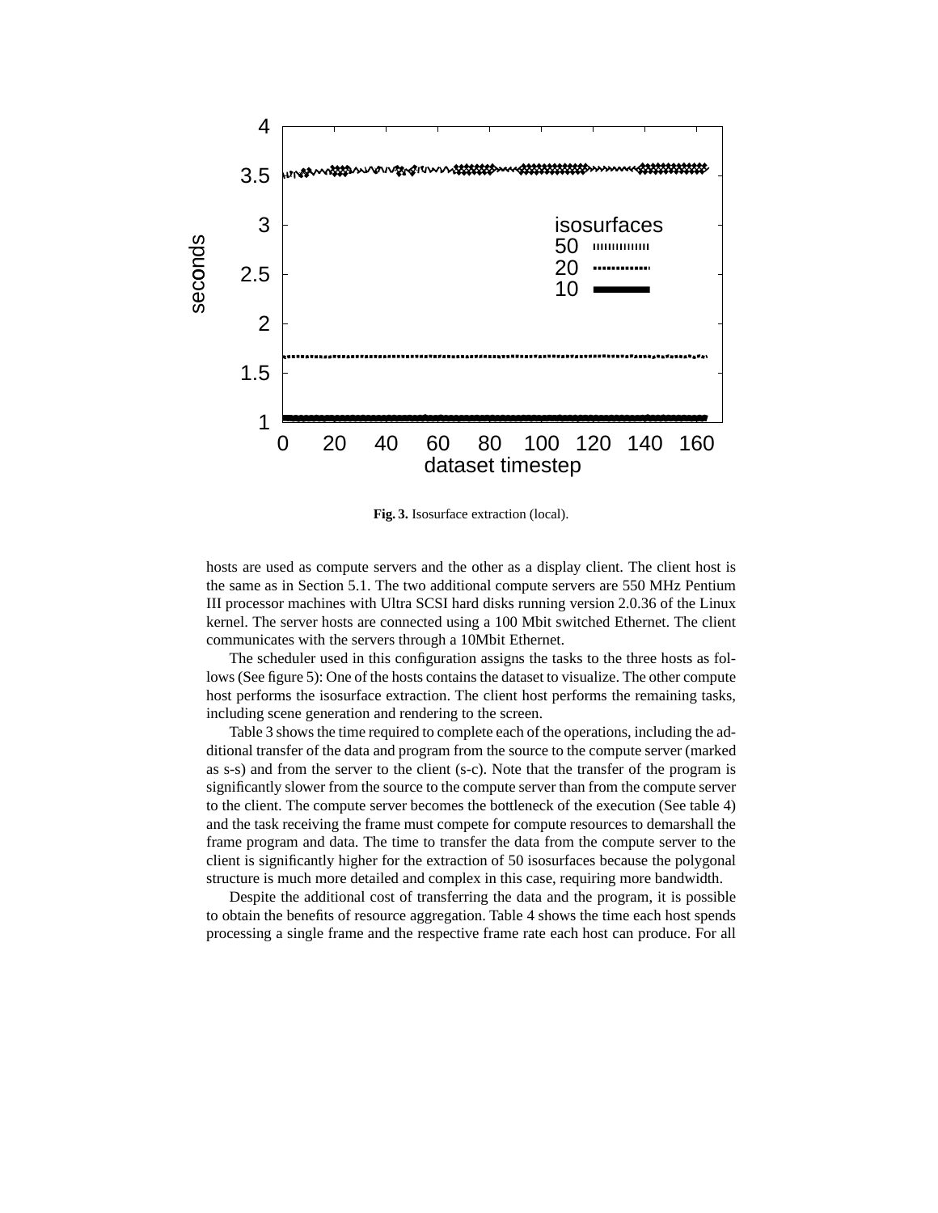**Fig. 3.** Isosurface extraction (local).

hosts are used as compute servers and the other as a display client. The client host is the same as in Section 5.1. The two additional compute servers are 550 MHz Pentium III processor machines with Ultra SCSI hard disks running version 2.0.36 of the Linux kernel. The server hosts are connected using a 100 Mbit switched Ethernet. The client communicates with the servers through a 10Mbit Ethernet.

The scheduler used in this configuration assigns the tasks to the three hosts as follows (See figure 5): One of the hosts contains the dataset to visualize. The other compute host performs the isosurface extraction. The client host performs the remaining tasks, including scene generation and rendering to the screen.

Table 3 shows the time required to complete each of the operations, including the additional transfer of the data and program from the source to the compute server (marked as s-s) and from the server to the client (s-c). Note that the transfer of the program is significantly slower from the source to the compute server than from the compute server to the client. The compute server becomes the bottleneck of the execution (See table 4) and the task receiving the frame must compete for compute resources to demarshall the frame program and data. The time to transfer the data from the compute server to the client is significantly higher for the extraction of 50 isosurfaces because the polygonal structure is much more detailed and complex in this case, requiring more bandwidth.

Despite the additional cost of transferring the data and the program, it is possible to obtain the benefits of resource aggregation. Table 4 shows the time each host spends processing a single frame and the respective frame rate each host can produce. For all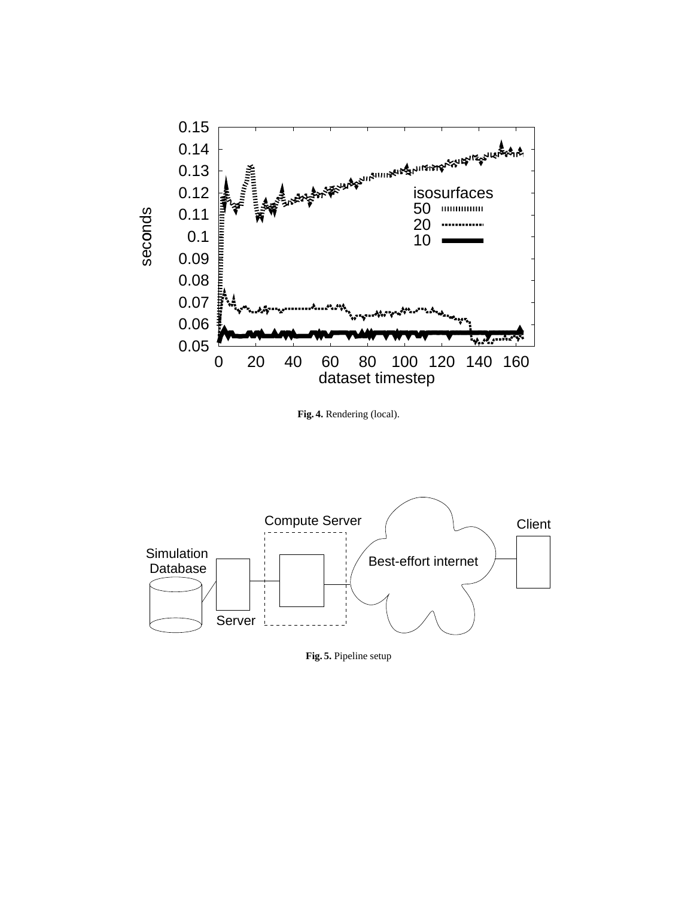**Fig. 4.** Rendering (local).

**Fig. 5.** Pipeline setup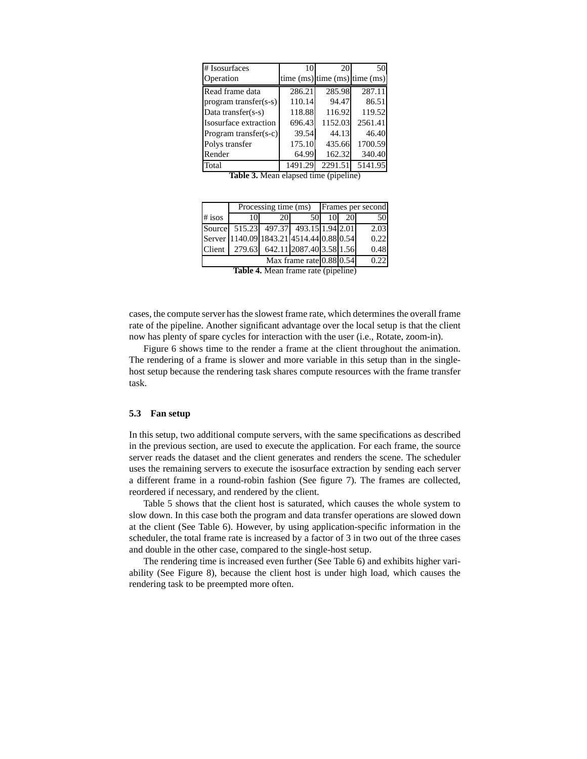| # Isosurfaces | 10 | 20 | 50 |
| --- | --- | --- | --- |
| Operation | time (ms) | time (ms) | time (ms) |
| Read frame data | 286.21 | 285.98 | 287.11 |
| program transfer(s-s) | 110.14 | 94.47 | 86.51 |
| Data transfer(s-s) | 118.88 | 116.92 | 119.52 |
| Isosurface extraction | 696.43 | 1152.03 | 2561.41 |
| Program transfer(s-c) | 39.54 | 44.13 | 46.40 |
| Polys transfer | 175.10 | 435.66 | 1700.59 |
| Render | 64.99 | 162.32 | 340.40 |
| Total | 1491.29 | 2291.51 | 5141.95 |

**Table 3.** Mean elapsed time (pipeline)

| | Processing time (ms) | | | Frames per second | | |
| --- | --- | --- | --- | --- | --- | --- |
| # isos | 10 | 20 | 50 | 10 | 20 | 50 |
| Source | 515.23 | 497.37 | 493.15 | 1.94 | 2.01 | 2.03 |
| Server | 1140.09 | 1843.21 | 4514.44 | 0.88 | 0.54 | 0.22 |
| Client | 279.63 | 642.11 | 2087.40 | 3.58 | 1.56 | 0.48 |
| | | | Max frame rate | 0.88 | 0.54 | 0.22 |

**Table 4.** Mean frame rate (pipeline)

cases, the compute server has the slowest frame rate, which determines the overall frame rate of the pipeline. Another significant advantage over the local setup is that the client now has plenty of spare cycles for interaction with the user (i.e., Rotate, zoom-in).

Figure 6 shows time to the render a frame at the client throughout the animation. The rendering of a frame is slower and more variable in this setup than in the single-host setup because the rendering task shares compute resources with the frame transfer task.

### 5.3 Fan setup

In this setup, two additional compute servers, with the same specifications as described in the previous section, are used to execute the application. For each frame, the source server reads the dataset and the client generates and renders the scene. The scheduler uses the remaining servers to execute the isosurface extraction by sending each server a different frame in a round-robin fashion (See figure 7). The frames are collected, reordered if necessary, and rendered by the client.

Table 5 shows that the client host is saturated, which causes the whole system to slow down. In this case both the program and data transfer operations are slowed down at the client (See Table 6). However, by using application-specific information in the scheduler, the total frame rate is increased by a factor of 3 in two out of the three cases and double in the other case, compared to the single-host setup.

The rendering time is increased even further (See Table 6) and exhibits higher variability (See Figure 8), because the client host is under high load, which causes the rendering task to be preempted more often.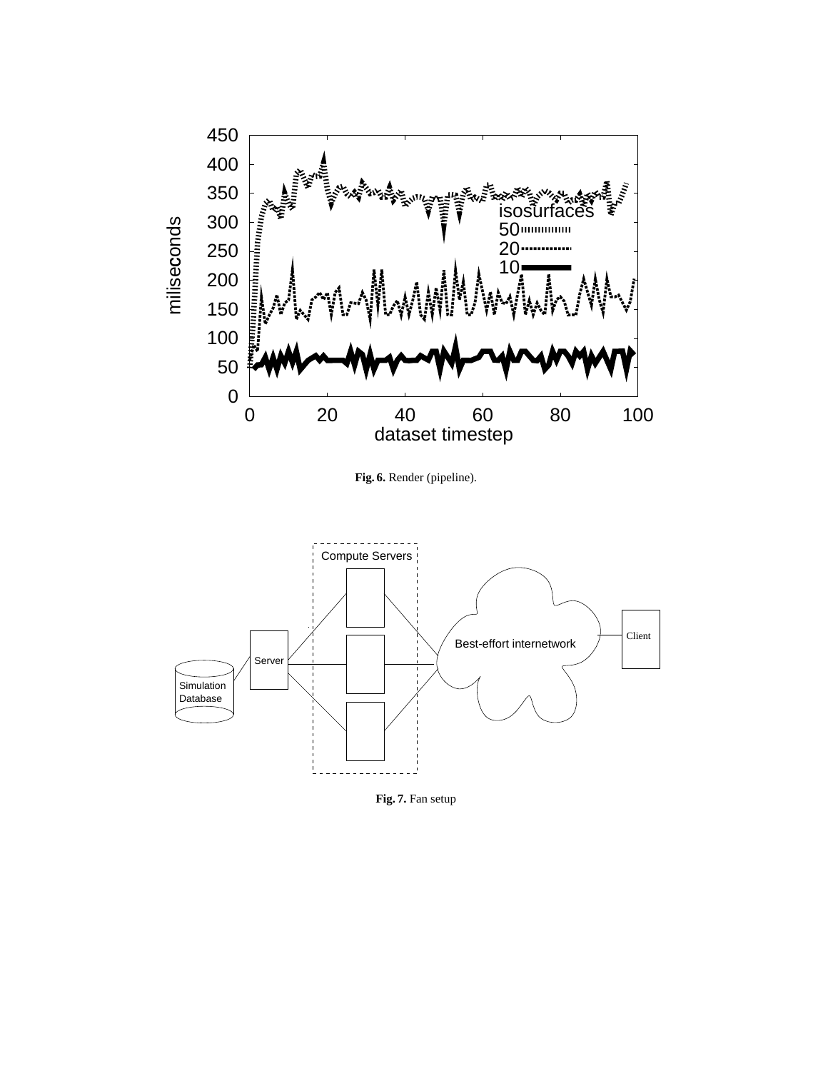**Fig. 6.** Render (pipeline).

**Fig. 7.** Fan setup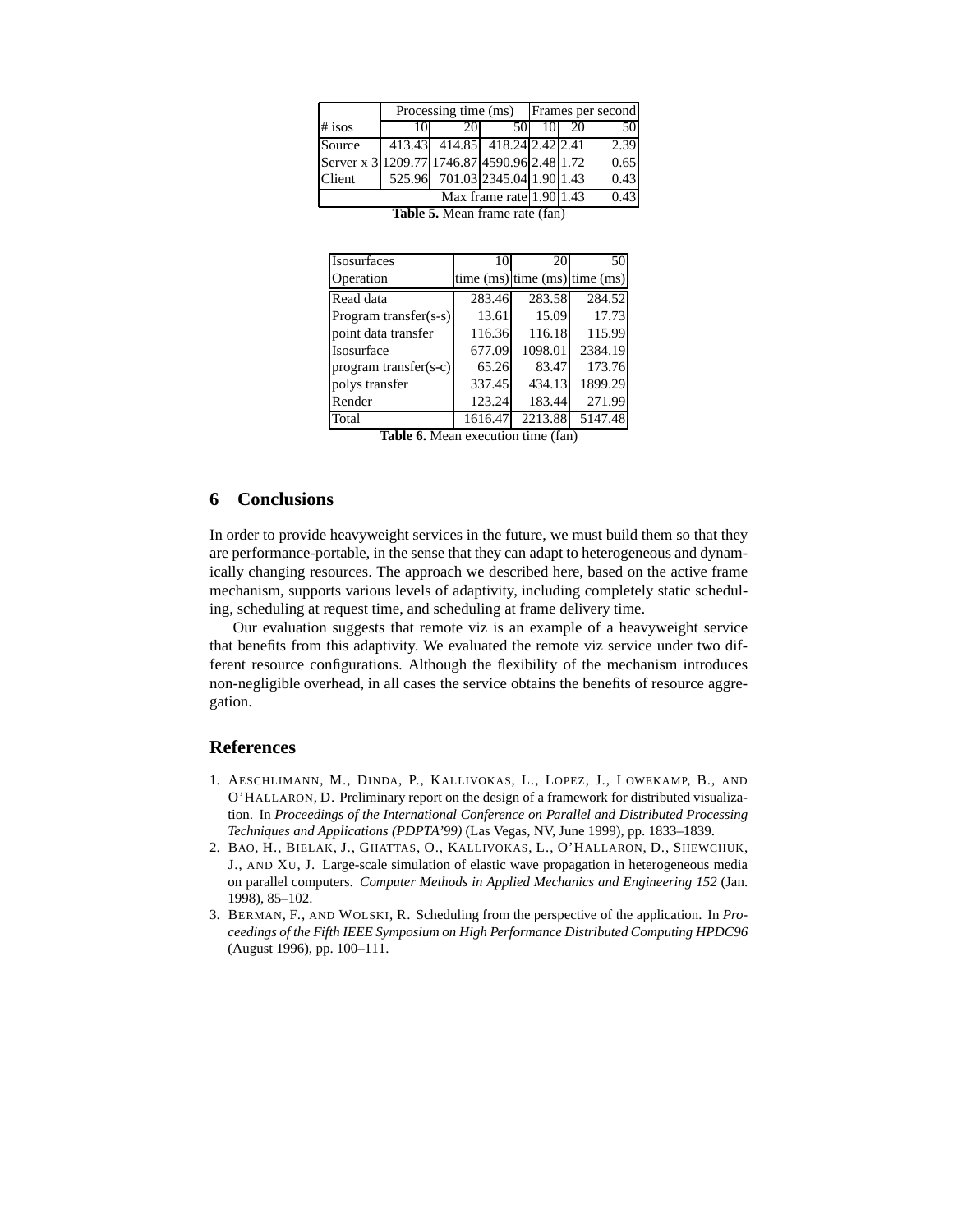| # isos | Processing time (ms) | | | Frames per second | | |
|---|---|---|---|---|---|---|
| | 10 | 20 | 50 | 10 | 20 | 50 |
| Source | 413.43 | 414.85 | 418.24 | 2.42 | 2.41 | 2.39 |
| Server x 3 | 1209.77 | 1746.87 | 4590.96 | 2.48 | 1.72 | 0.65 |
| Client | 525.96 | 701.03 | 2345.04 | 1.90 | 1.43 | 0.43 |
| Max frame rate | | | | 1.90 | 1.43 | 0.43 |

**Table 5.** Mean frame rate (fan)

| Isosurfaces | 10 | 20 | 50 |
|---|---|---|---|
| Operation | time (ms) | time (ms) | time (ms) |
| Read data | 283.46 | 283.58 | 284.52 |
| Program transfer(s-s) | 13.61 | 15.09 | 17.73 |
| point data transfer | 116.36 | 116.18 | 115.99 |
| Isosurface | 677.09 | 1098.01 | 2384.19 |
| program transfer(s-c) | 65.26 | 83.47 | 173.76 |
| polys transfer | 337.45 | 434.13 | 1899.29 |
| Render | 123.24 | 183.44 | 271.99 |
| Total | 1616.47 | 2213.88 | 5147.48 |

**Table 6.** Mean execution time (fan)

## 6 Conclusions

In order to provide heavyweight services in the future, we must build them so that they are performance-portable, in the sense that they can adapt to heterogeneous and dynamically changing resources. The approach we described here, based on the active frame mechanism, supports various levels of adaptivity, including completely static scheduling, scheduling at request time, and scheduling at frame delivery time.

Our evaluation suggests that remote viz is an example of a heavyweight service that benefits from this adaptivity. We evaluated the remote viz service under two different resource configurations. Although the flexibility of the mechanism introduces non-negligible overhead, in all cases the service obtains the benefits of resource aggregation.

## References

1. Aeschlimann, M., Dinda, P., Kallivokas, L., Lopez, J., Lowekamp, B., and O'Hallaron, D. Preliminary report on the design of a framework for distributed visualization. In *Proceedings of the International Conference on Parallel and Distributed Processing Techniques and Applications (PDPTA'99)* (Las Vegas, NV, June 1999), pp. 1833–1839.
2. Bao, H., Bielak, J., Ghattas, O., Kallivokas, L., O'Hallaron, D., Shewchuk, J., and Xu, J. Large-scale simulation of elastic wave propagation in heterogeneous media on parallel computers. *Computer Methods in Applied Mechanics and Engineering 152* (Jan. 1998), 85–102.
3. Berman, F., and Wolski, R. Scheduling from the perspective of the application. In *Proceedings of the Fifth IEEE Symposium on High Performance Distributed Computing HPDC96* (August 1996), pp. 100–111.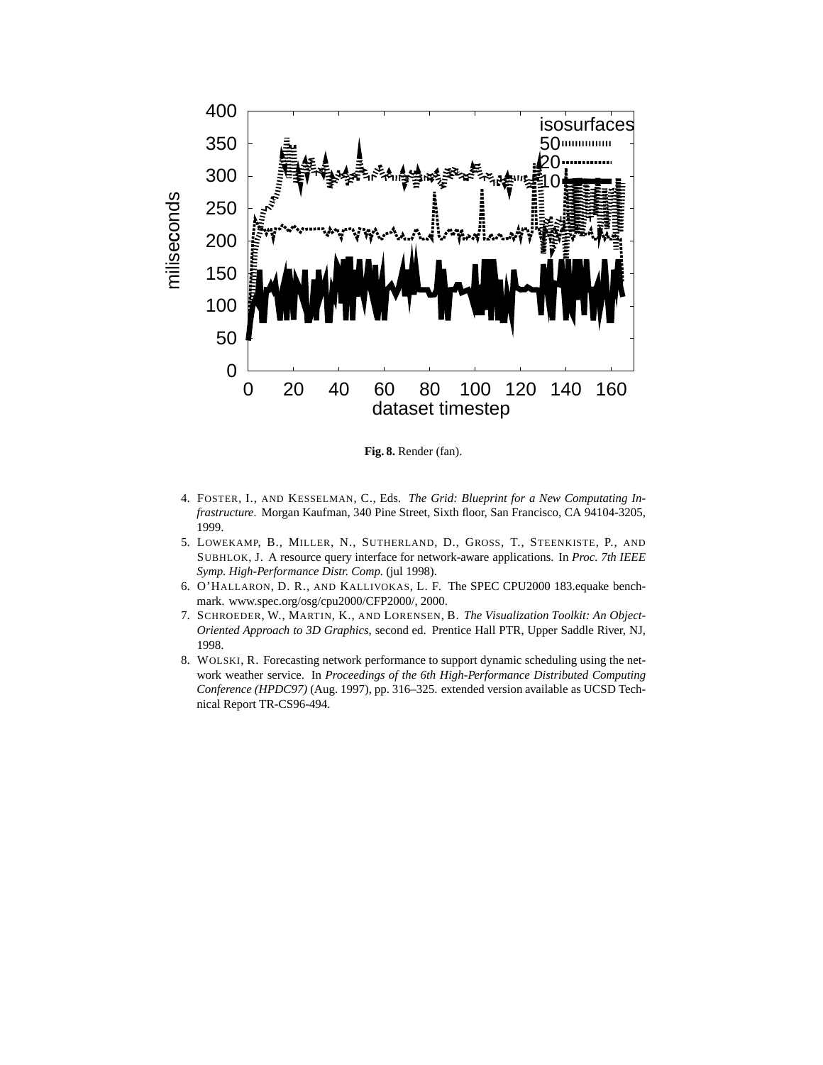400
350
300
250
200
150
100
50
0

miliseconds

0 20 40 60 80 100 120 140 160

dataset timestep

isosurfaces
50
20
10

**Fig. 8.** Render (fan).

4. FOSTER, I., AND KESSELMAN, C., Eds. *The Grid: Blueprint for a New Computating Infrastructure.* Morgan Kaufman, 340 Pine Street, Sixth floor, San Francisco, CA 94104-3205, 1999.
5. LOWEKAMP, B., MILLER, N., SUTHERLAND, D., GROSS, T., STEENKISTE, P., AND SUBHLOK, J. A resource query interface for network-aware applications. In *Proc. 7th IEEE Symp. High-Performance Distr. Comp.* (jul 1998).
6. O'HALLARON, D. R., AND KALLIVOKAS, L. F. The SPEC CPU2000 183.equake benchmark. www.spec.org/osg/cpu2000/CFP2000/, 2000.
7. SCHROEDER, W., MARTIN, K., AND LORENSEN, B. *The Visualization Toolkit: An Object-Oriented Approach to 3D Graphics*, second ed. Prentice Hall PTR, Upper Saddle River, NJ, 1998.
8. WOLSKI, R. Forecasting network performance to support dynamic scheduling using the network weather service. In *Proceedings of the 6th High-Performance Distributed Computing Conference (HPDC97)* (Aug. 1997), pp. 316–325. extended version available as UCSD Technical Report TR-CS96-494.